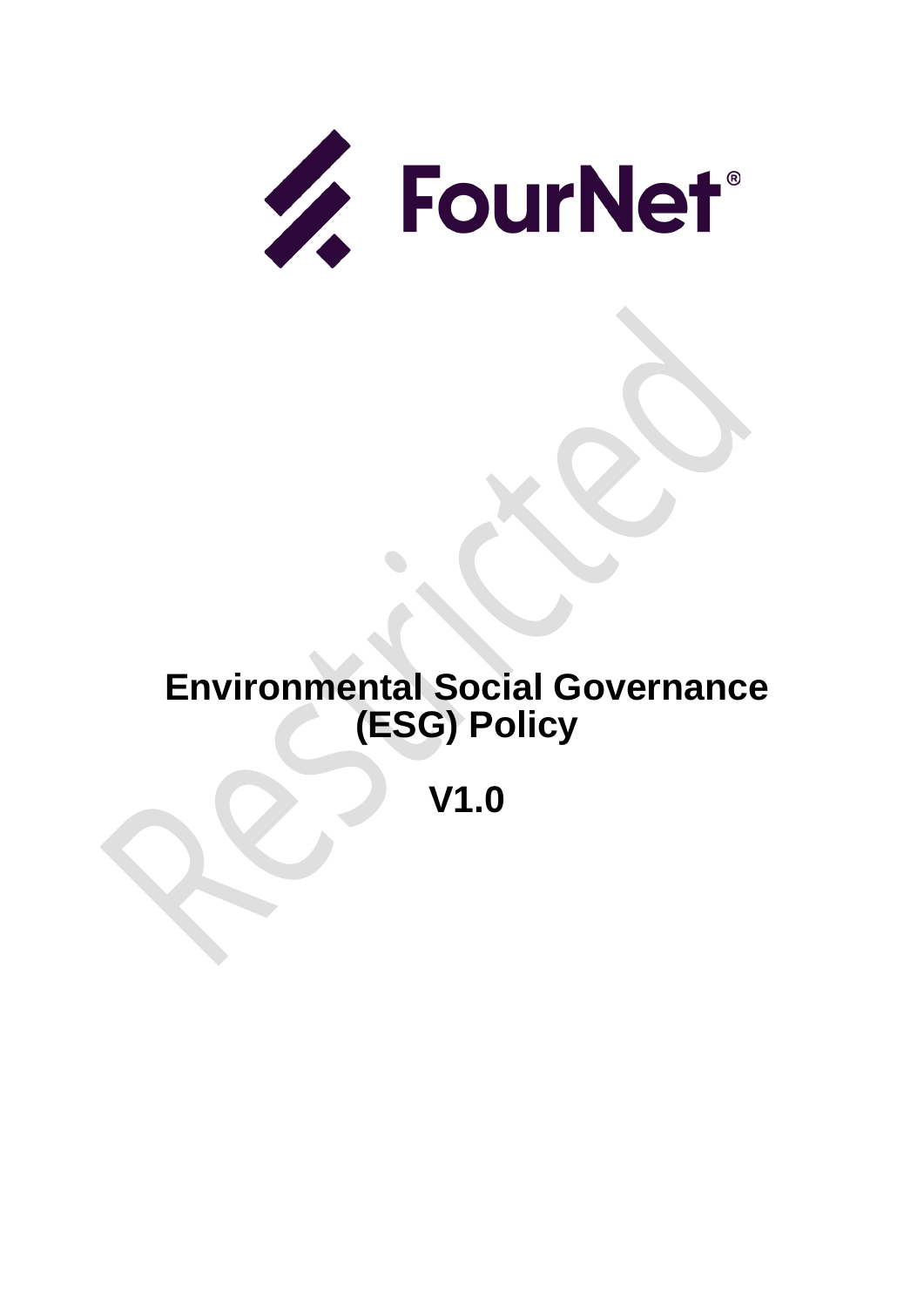FourNet®

# Environmental Social Governance (ESG) Policy

# V1.0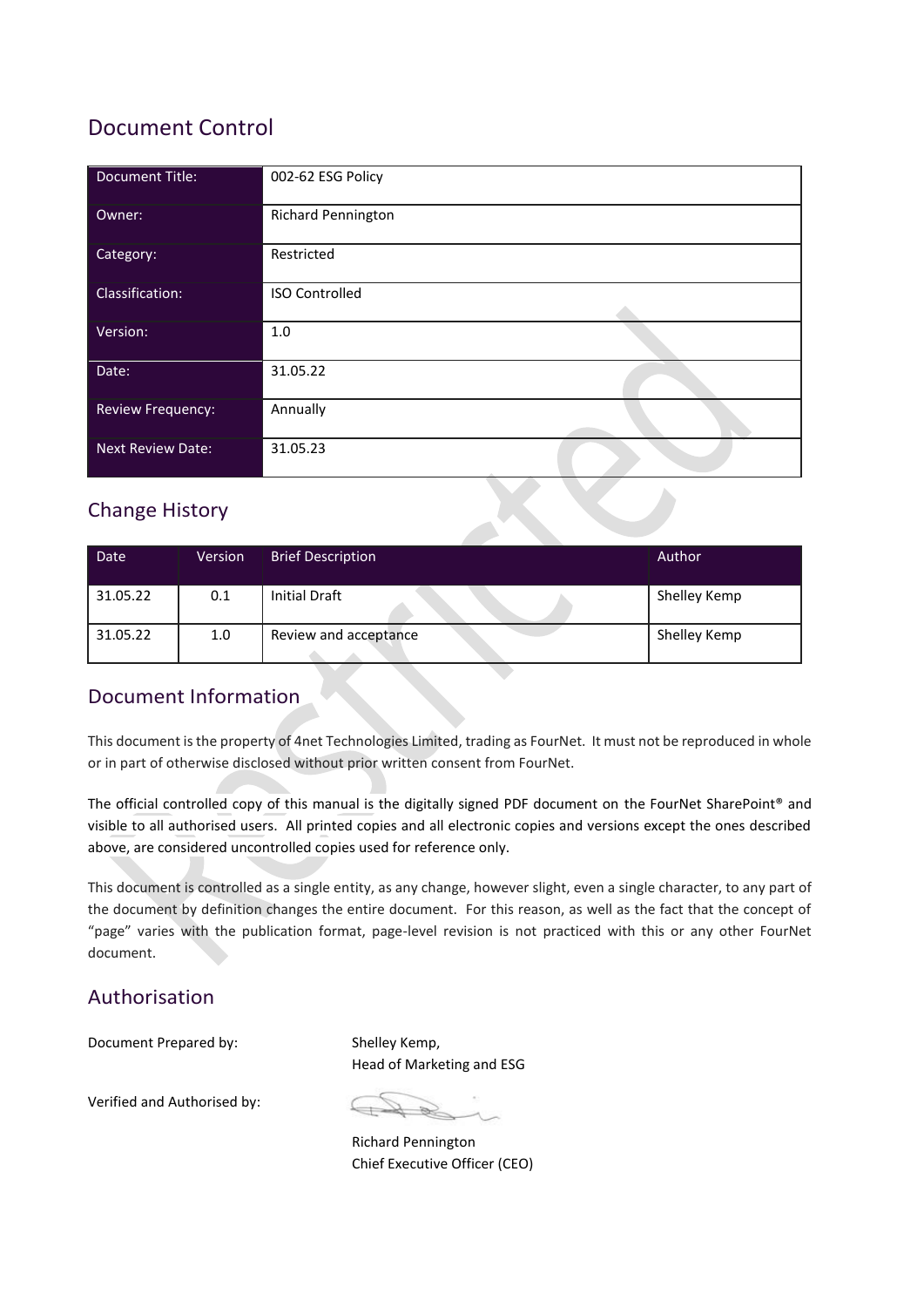## Document Control

| Document Title: | 002-62 ESG Policy |
|---|---|
| Owner: | Richard Pennington |
| Category: | Restricted |
| Classification: | ISO Controlled |
| Version: | 1.0 |
| Date: | 31.05.22 |
| Review Frequency: | Annually |
| Next Review Date: | 31.05.23 |

## Change History

| Date | Version | Brief Description | Author |
|---|---|---|---|
| 31.05.22 | 0.1 | Initial Draft | Shelley Kemp |
| 31.05.22 | 1.0 | Review and acceptance | Shelley Kemp |

## Document Information

This document is the property of 4net Technologies Limited, trading as FourNet. It must not be reproduced in whole or in part of otherwise disclosed without prior written consent from FourNet.

The official controlled copy of this manual is the digitally signed PDF document on the FourNet SharePoint® and visible to all authorised users. All printed copies and all electronic copies and versions except the ones described above, are considered uncontrolled copies used for reference only.

This document is controlled as a single entity, as any change, however slight, even a single character, to any part of the document by definition changes the entire document. For this reason, as well as the fact that the concept of "page" varies with the publication format, page-level revision is not practiced with this or any other FourNet document.

## Authorisation

Document Prepared by: Shelley Kemp,
Head of Marketing and ESG

Verified and Authorised by:

Richard Pennington
Chief Executive Officer (CEO)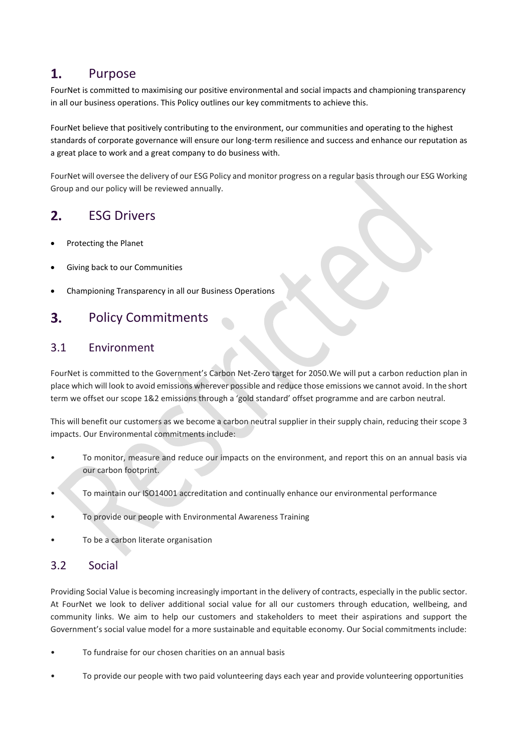## 1. Purpose

FourNet is committed to maximising our positive environmental and social impacts and championing transparency in all our business operations. This Policy outlines our key commitments to achieve this.

FourNet believe that positively contributing to the environment, our communities and operating to the highest standards of corporate governance will ensure our long-term resilience and success and enhance our reputation as a great place to work and a great company to do business with.

FourNet will oversee the delivery of our ESG Policy and monitor progress on a regular basis through our ESG Working Group and our policy will be reviewed annually.

## 2. ESG Drivers

- Protecting the Planet
- Giving back to our Communities
- Championing Transparency in all our Business Operations

## 3. Policy Commitments

### 3.1 Environment

FourNet is committed to the Government's Carbon Net-Zero target for 2050.We will put a carbon reduction plan in place which will look to avoid emissions wherever possible and reduce those emissions we cannot avoid. In the short term we offset our scope 1&2 emissions through a 'gold standard' offset programme and are carbon neutral.

This will benefit our customers as we become a carbon neutral supplier in their supply chain, reducing their scope 3 impacts. Our Environmental commitments include:

- To monitor, measure and reduce our impacts on the environment, and report this on an annual basis via our carbon footprint.
- To maintain our ISO14001 accreditation and continually enhance our environmental performance
- To provide our people with Environmental Awareness Training
- To be a carbon literate organisation

### 3.2 Social

Providing Social Value is becoming increasingly important in the delivery of contracts, especially in the public sector. At FourNet we look to deliver additional social value for all our customers through education, wellbeing, and community links. We aim to help our customers and stakeholders to meet their aspirations and support the Government's social value model for a more sustainable and equitable economy. Our Social commitments include:

- To fundraise for our chosen charities on an annual basis
- To provide our people with two paid volunteering days each year and provide volunteering opportunities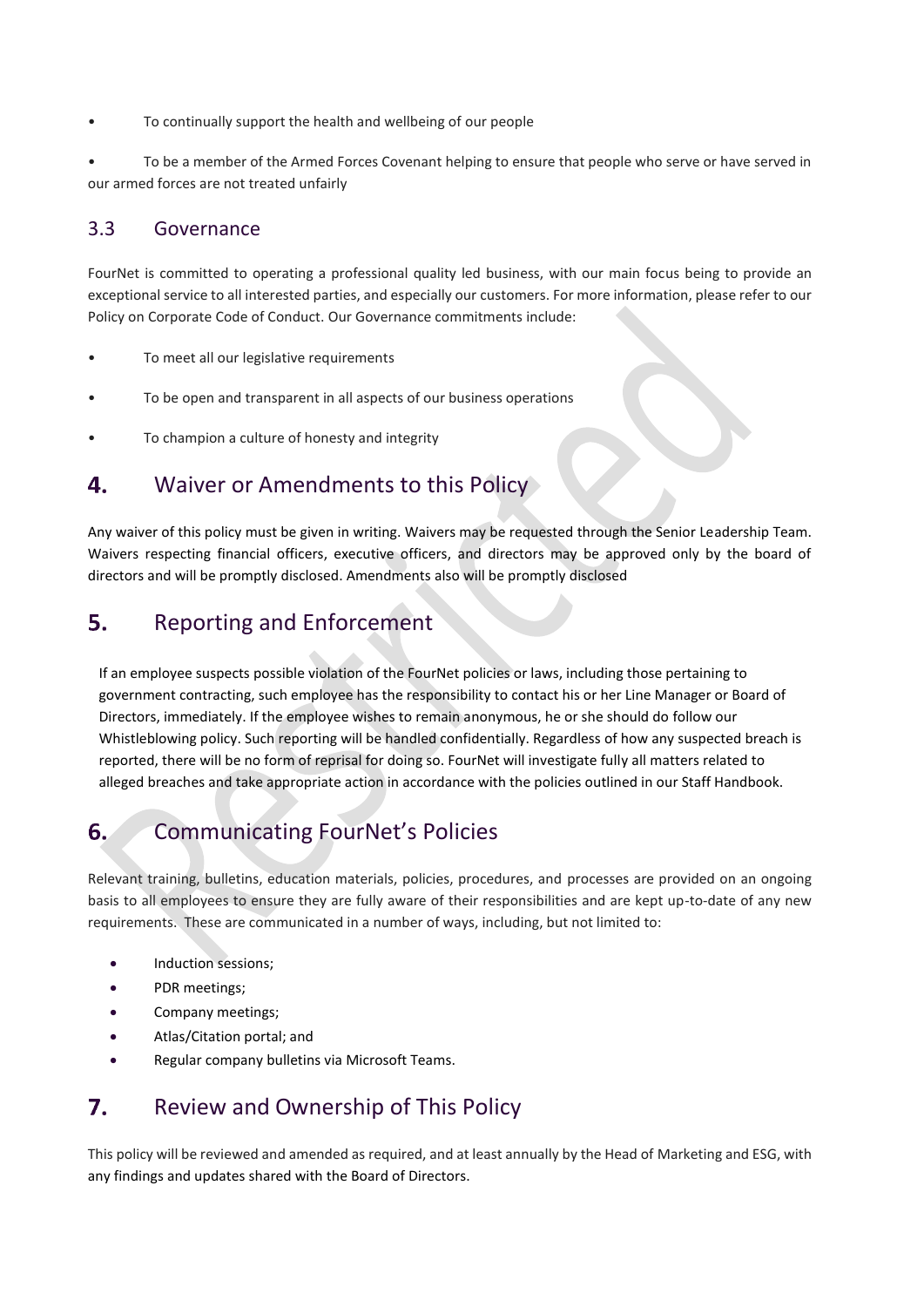- To continually support the health and wellbeing of our people
- To be a member of the Armed Forces Covenant helping to ensure that people who serve or have served in our armed forces are not treated unfairly

### 3.3 Governance

FourNet is committed to operating a professional quality led business, with our main focus being to provide an exceptional service to all interested parties, and especially our customers. For more information, please refer to our Policy on Corporate Code of Conduct. Our Governance commitments include:

- To meet all our legislative requirements
- To be open and transparent in all aspects of our business operations
- To champion a culture of honesty and integrity

## 4. Waiver or Amendments to this Policy

Any waiver of this policy must be given in writing. Waivers may be requested through the Senior Leadership Team. Waivers respecting financial officers, executive officers, and directors may be approved only by the board of directors and will be promptly disclosed. Amendments also will be promptly disclosed

## 5. Reporting and Enforcement

If an employee suspects possible violation of the FourNet policies or laws, including those pertaining to government contracting, such employee has the responsibility to contact his or her Line Manager or Board of Directors, immediately. If the employee wishes to remain anonymous, he or she should do follow our Whistleblowing policy. Such reporting will be handled confidentially. Regardless of how any suspected breach is reported, there will be no form of reprisal for doing so. FourNet will investigate fully all matters related to alleged breaches and take appropriate action in accordance with the policies outlined in our Staff Handbook.

## 6. Communicating FourNet's Policies

Relevant training, bulletins, education materials, policies, procedures, and processes are provided on an ongoing basis to all employees to ensure they are fully aware of their responsibilities and are kept up-to-date of any new requirements. These are communicated in a number of ways, including, but not limited to:

- Induction sessions;
- PDR meetings;
- Company meetings;
- Atlas/Citation portal; and
- Regular company bulletins via Microsoft Teams.

## 7. Review and Ownership of This Policy

This policy will be reviewed and amended as required, and at least annually by the Head of Marketing and ESG, with any findings and updates shared with the Board of Directors.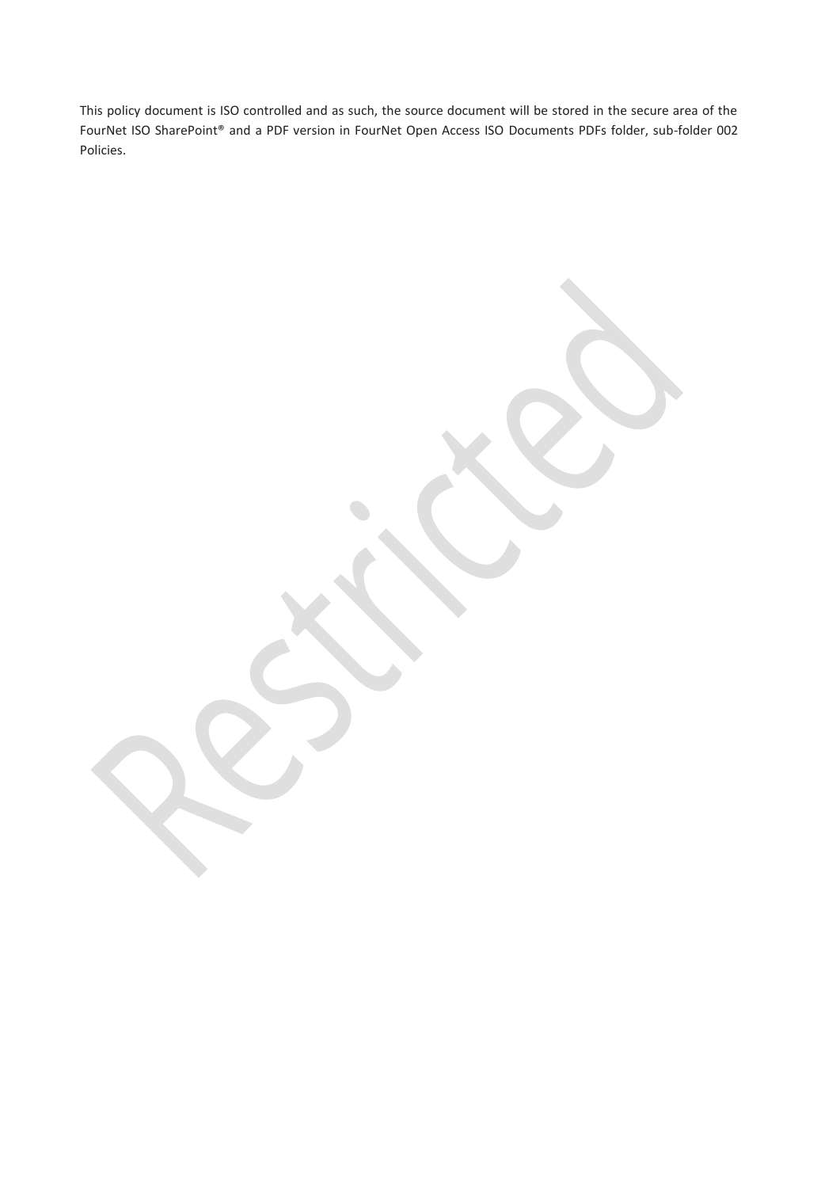This policy document is ISO controlled and as such, the source document will be stored in the secure area of the FourNet ISO SharePoint® and a PDF version in FourNet Open Access ISO Documents PDFs folder, sub-folder 002 Policies.